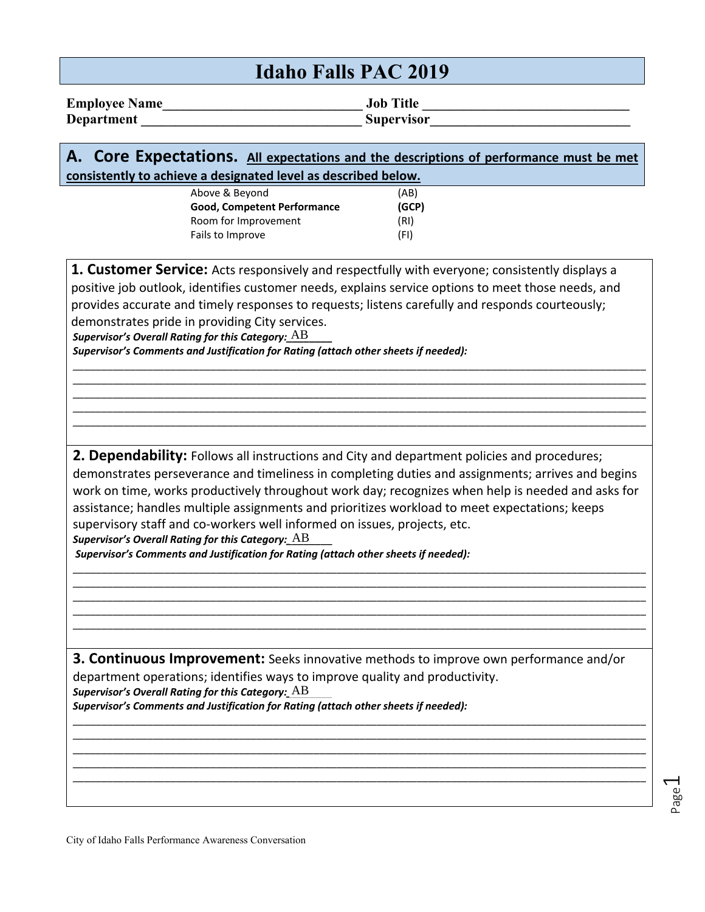# Idaho Falls PAC 2019

**Employee Name**______________________________ **Job Title** ______________________________
**Department** ______________________________ **Supervisor**______________________________

## A. Core Expectations. <u>All expectations and the descriptions of performance must be met consistently to achieve a designated level as described below.</u>

| | |
|---|---|
| Above & Beyond | (AB) |
| **Good, Competent Performance** | **(GCP)** |
| Room for Improvement | (RI) |
| Fails to Improve | (FI) |

**1. Customer Service:** Acts responsively and respectfully with everyone; consistently displays a positive job outlook, identifies customer needs, explains service options to meet those needs, and provides accurate and timely responses to requests; listens carefully and responds courteously; demonstrates pride in providing City services.

***Supervisor's Overall Rating for this Category:*** AB

***Supervisor's Comments and Justification for Rating (attach other sheets if needed):***

______________________________________________________________________________
______________________________________________________________________________
______________________________________________________________________________
______________________________________________________________________________
______________________________________________________________________________

**2. Dependability:** Follows all instructions and City and department policies and procedures; demonstrates perseverance and timeliness in completing duties and assignments; arrives and begins work on time, works productively throughout work day; recognizes when help is needed and asks for assistance; handles multiple assignments and prioritizes workload to meet expectations; keeps supervisory staff and co-workers well informed on issues, projects, etc.

***Supervisor's Overall Rating for this Category:*** AB

***Supervisor's Comments and Justification for Rating (attach other sheets if needed):***

______________________________________________________________________________
______________________________________________________________________________
______________________________________________________________________________
______________________________________________________________________________
______________________________________________________________________________

**3. Continuous Improvement:** Seeks innovative methods to improve own performance and/or department operations; identifies ways to improve quality and productivity.

***Supervisor's Overall Rating for this Category:*** AB

***Supervisor's Comments and Justification for Rating (attach other sheets if needed):***

______________________________________________________________________________
______________________________________________________________________________
______________________________________________________________________________
______________________________________________________________________________
______________________________________________________________________________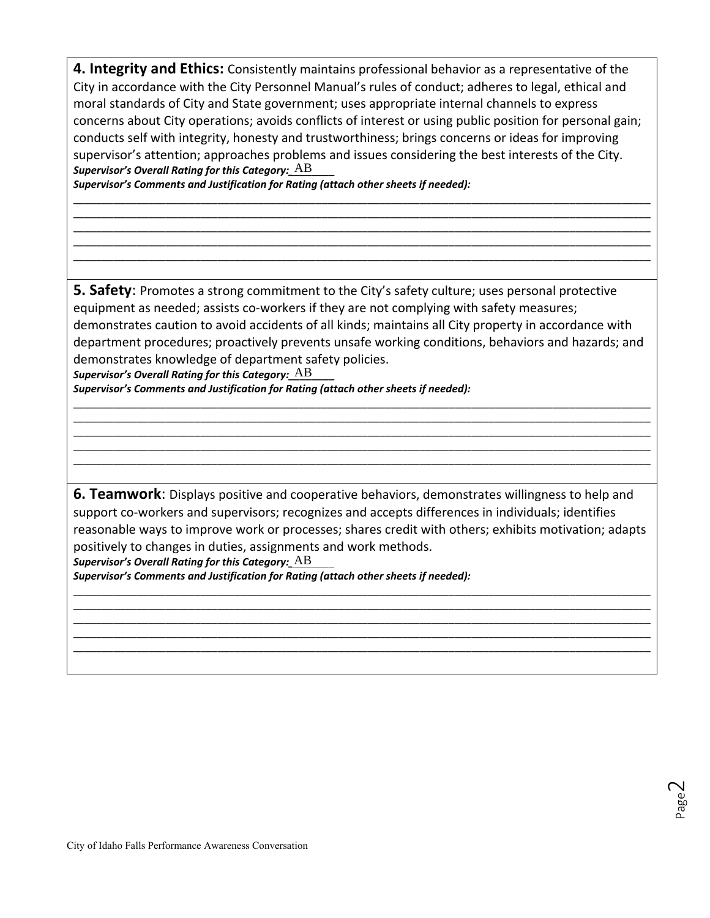**4. Integrity and Ethics:** Consistently maintains professional behavior as a representative of the City in accordance with the City Personnel Manual's rules of conduct; adheres to legal, ethical and moral standards of City and State government; uses appropriate internal channels to express concerns about City operations; avoids conflicts of interest or using public position for personal gain; conducts self with integrity, honesty and trustworthiness; brings concerns or ideas for improving supervisor's attention; approaches problems and issues considering the best interests of the City.

***Supervisor's Overall Rating for this Category:*** AB

***Supervisor's Comments and Justification for Rating (attach other sheets if needed):***

**5. Safety**: Promotes a strong commitment to the City's safety culture; uses personal protective equipment as needed; assists co-workers if they are not complying with safety measures; demonstrates caution to avoid accidents of all kinds; maintains all City property in accordance with department procedures; proactively prevents unsafe working conditions, behaviors and hazards; and demonstrates knowledge of department safety policies.

***Supervisor's Overall Rating for this Category:*** AB

***Supervisor's Comments and Justification for Rating (attach other sheets if needed):***

**6. Teamwork**: Displays positive and cooperative behaviors, demonstrates willingness to help and support co-workers and supervisors; recognizes and accepts differences in individuals; identifies reasonable ways to improve work or processes; shares credit with others; exhibits motivation; adapts positively to changes in duties, assignments and work methods.

***Supervisor's Overall Rating for this Category:*** AB

***Supervisor's Comments and Justification for Rating (attach other sheets if needed):***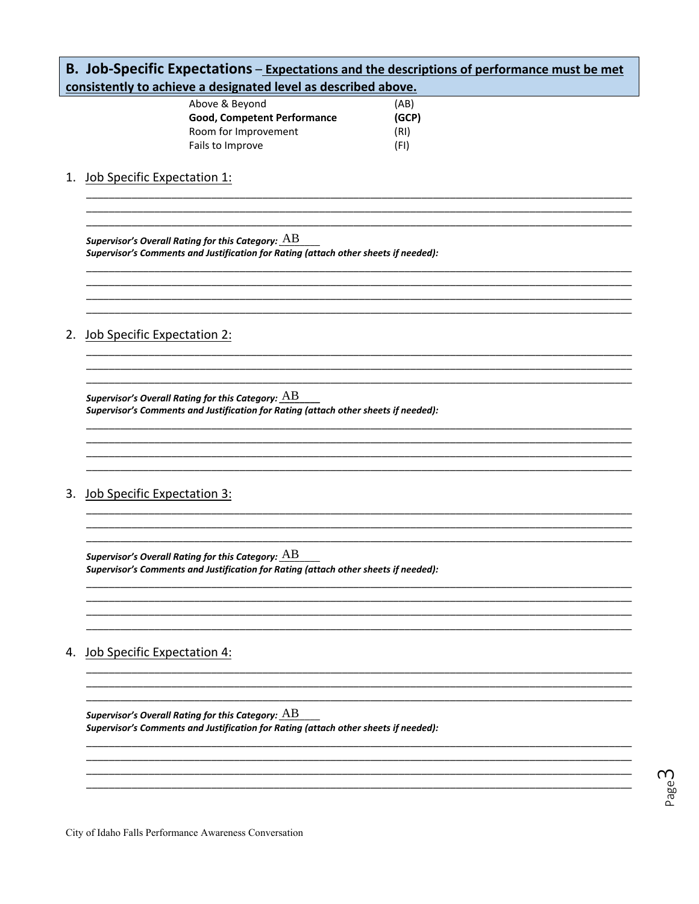## B. Job-Specific Expectations – Expectations and the descriptions of performance must be met consistently to achieve a designated level as described above.

| | |
|---|---|
| Above & Beyond | (AB) |
| **Good, Competent Performance** | **(GCP)** |
| Room for Improvement | (RI) |
| Fails to Improve | (FI) |

1. Job Specific Expectation 1:

   ___

   ***Supervisor's Overall Rating for this Category:*** AB

   ***Supervisor's Comments and Justification for Rating (attach other sheets if needed):***

   ___

2. Job Specific Expectation 2:

   ___

   ***Supervisor's Overall Rating for this Category:*** AB

   ***Supervisor's Comments and Justification for Rating (attach other sheets if needed):***

   ___

3. Job Specific Expectation 3:

   ___

   ***Supervisor's Overall Rating for this Category:*** AB

   ***Supervisor's Comments and Justification for Rating (attach other sheets if needed):***

   ___

4. Job Specific Expectation 4:

   ___

   ***Supervisor's Overall Rating for this Category:*** AB

   ***Supervisor's Comments and Justification for Rating (attach other sheets if needed):***

   ___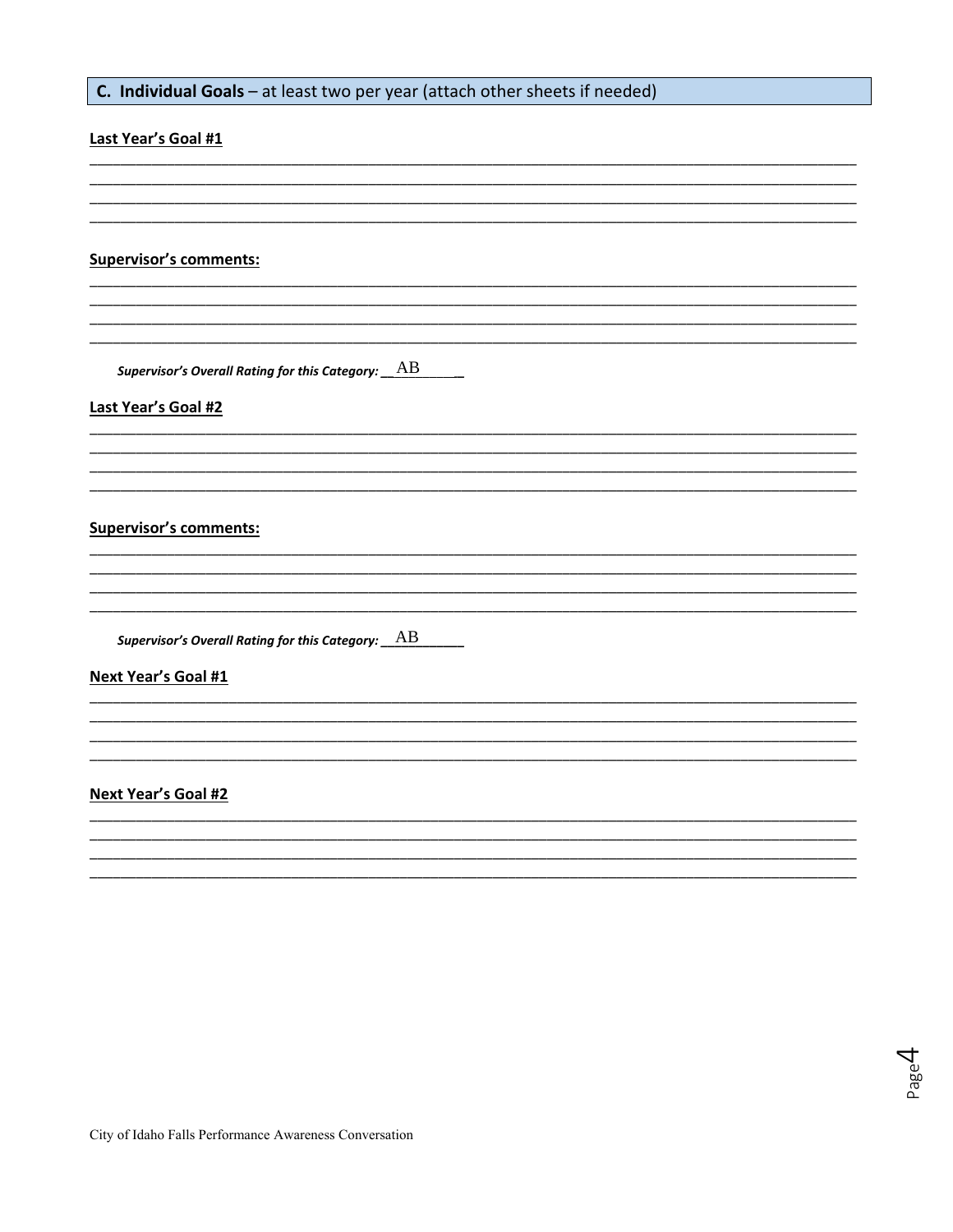## C. Individual Goals – at least two per year (attach other sheets if needed)

**Last Year's Goal #1**

______________________________________________________________________________
______________________________________________________________________________
______________________________________________________________________________
______________________________________________________________________________

**Supervisor's comments:**

______________________________________________________________________________
______________________________________________________________________________
______________________________________________________________________________
______________________________________________________________________________

***Supervisor's Overall Rating for this Category:*** __AB__

**Last Year's Goal #2**

______________________________________________________________________________
______________________________________________________________________________
______________________________________________________________________________
______________________________________________________________________________

**Supervisor's comments:**

______________________________________________________________________________
______________________________________________________________________________
______________________________________________________________________________
______________________________________________________________________________

***Supervisor's Overall Rating for this Category:*** __AB__

**Next Year's Goal #1**

______________________________________________________________________________
______________________________________________________________________________
______________________________________________________________________________
______________________________________________________________________________

**Next Year's Goal #2**

______________________________________________________________________________
______________________________________________________________________________
______________________________________________________________________________
______________________________________________________________________________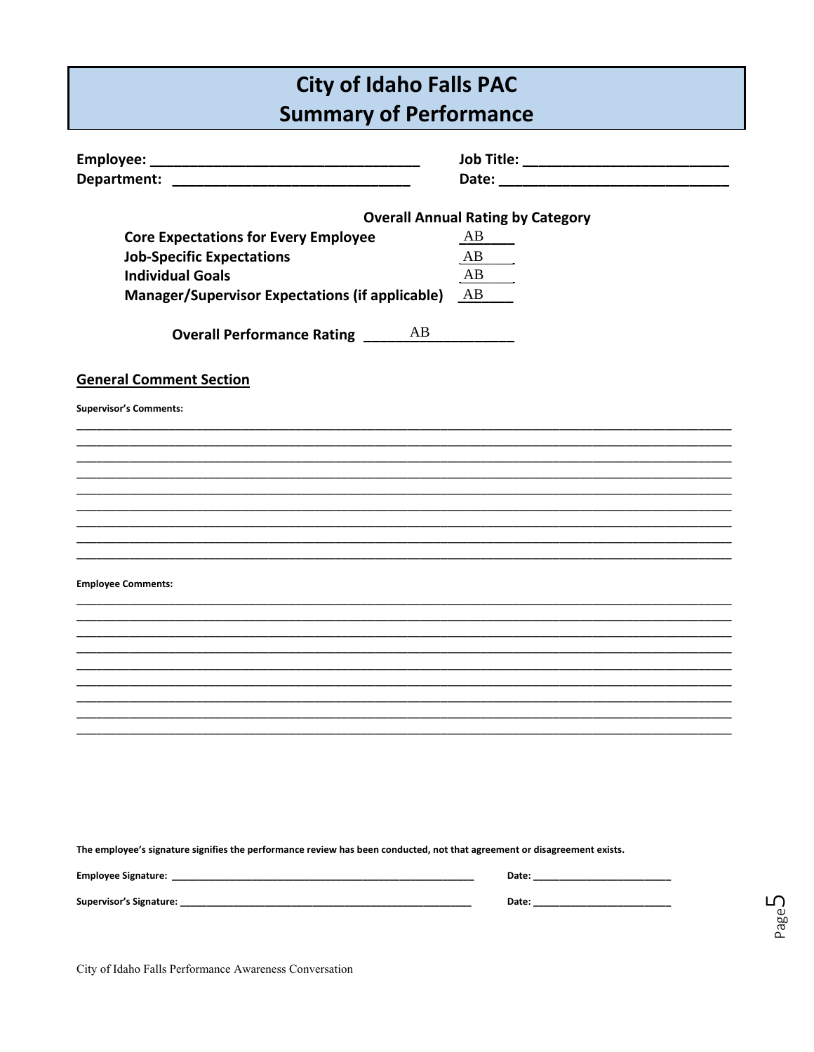# City of Idaho Falls PAC
# Summary of Performance

**Employee:** ______________________________ **Job Title:** ______________________________

**Department:** ______________________________ **Date:** ______________________________

**Overall Annual Rating by Category**

| | |
|---|---|
| **Core Expectations for Every Employee** | AB |
| **Job-Specific Expectations** | AB |
| **Individual Goals** | AB |
| **Manager/Supervisor Expectations (if applicable)** | AB |

**Overall Performance Rating** AB

## General Comment Section

**Supervisor's Comments:**

______________________________________________________________________________

______________________________________________________________________________

______________________________________________________________________________

______________________________________________________________________________

______________________________________________________________________________

______________________________________________________________________________

______________________________________________________________________________

______________________________________________________________________________

______________________________________________________________________________

**Employee Comments:**

______________________________________________________________________________

______________________________________________________________________________

______________________________________________________________________________

______________________________________________________________________________

______________________________________________________________________________

______________________________________________________________________________

______________________________________________________________________________

______________________________________________________________________________

______________________________________________________________________________

**The employee's signature signifies the performance review has been conducted, not that agreement or disagreement exists.**

**Employee Signature:** ______________________________ **Date:** ______________________

**Supervisor's Signature:** ______________________________ **Date:** ______________________

City of Idaho Falls Performance Awareness Conversation